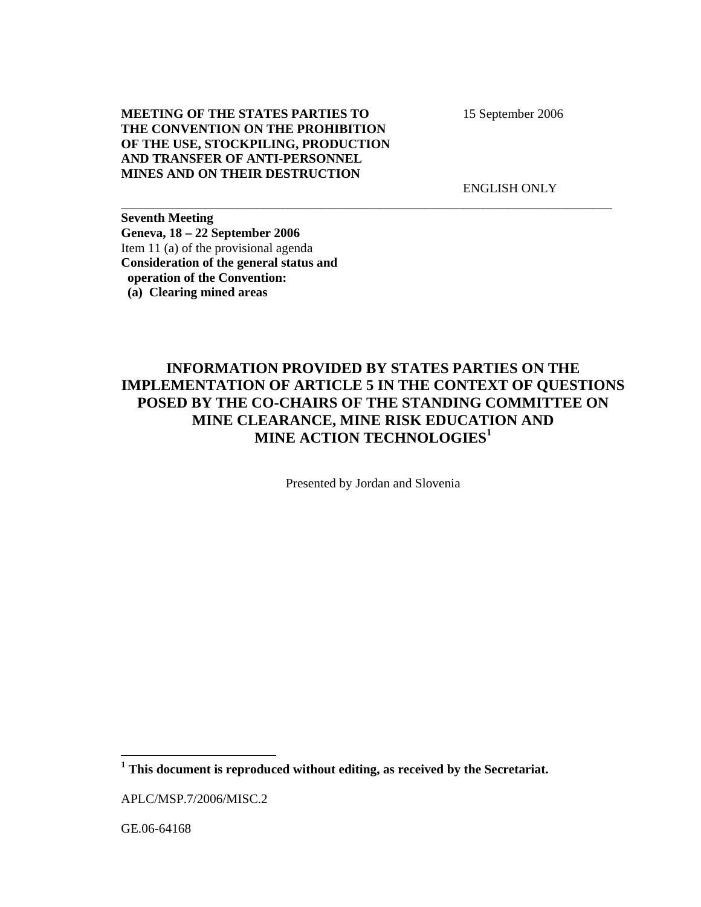**MEETING OF THE STATES PARTIES TO THE CONVENTION ON THE PROHIBITION OF THE USE, STOCKPILING, PRODUCTION AND TRANSFER OF ANTI-PERSONNEL MINES AND ON THEIR DESTRUCTION**

15 September 2006

ENGLISH ONLY

---

**Seventh Meeting**
**Geneva, 18 – 22 September 2006**
Item 11 (a) of the provisional agenda
**Consideration of the general status and operation of the Convention:**
**(a) Clearing mined areas**

# INFORMATION PROVIDED BY STATES PARTIES ON THE IMPLEMENTATION OF ARTICLE 5 IN THE CONTEXT OF QUESTIONS POSED BY THE CO-CHAIRS OF THE STANDING COMMITTEE ON MINE CLEARANCE, MINE RISK EDUCATION AND MINE ACTION TECHNOLOGIES[1]

Presented by Jordan and Slovenia

---

[1] **This document is reproduced without editing, as received by the Secretariat.**

APLC/MSP.7/2006/MISC.2

GE.06-64168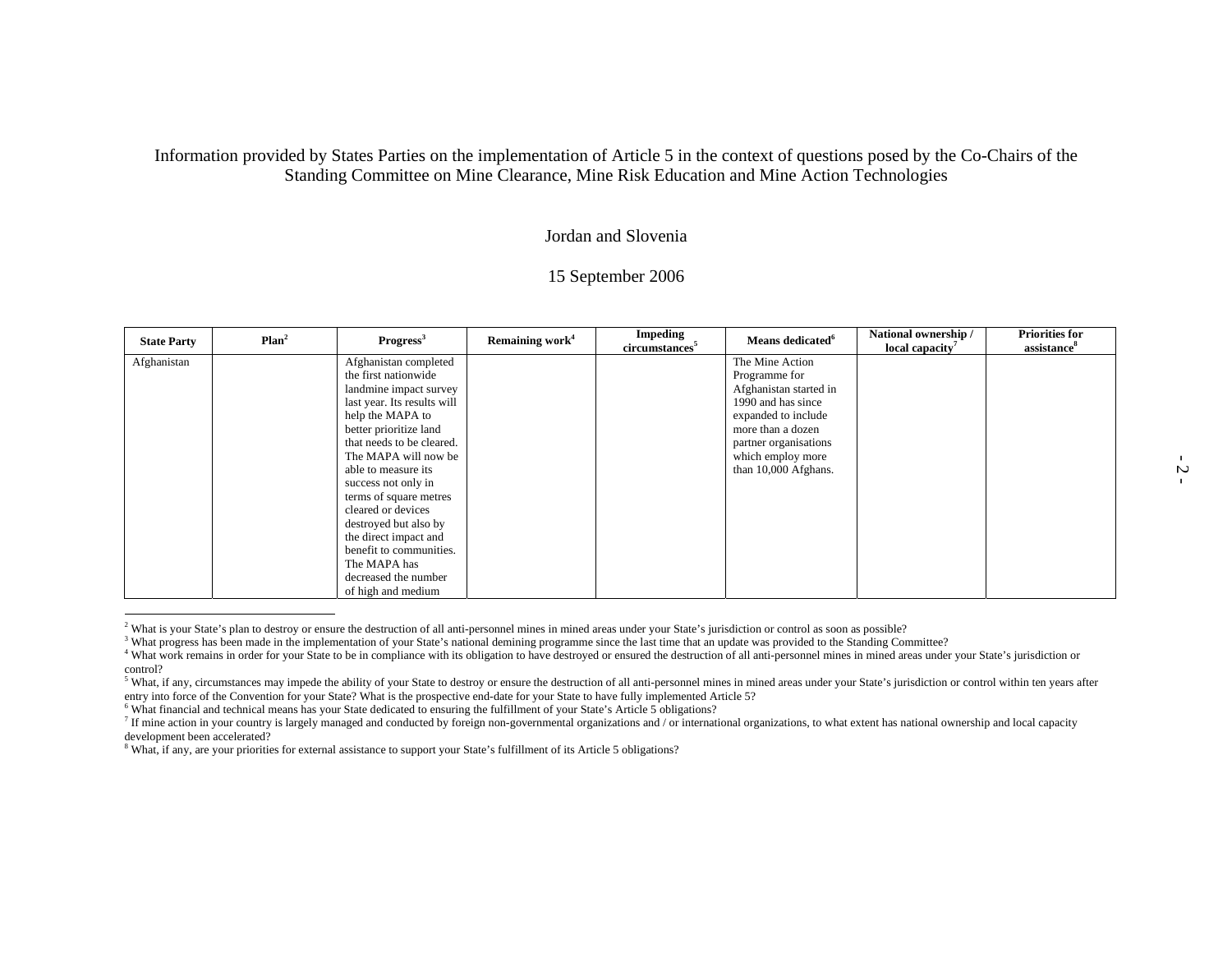Information provided by States Parties on the implementation of Article 5 in the context of questions posed by the Co-Chairs of the Standing Committee on Mine Clearance, Mine Risk Education and Mine Action Technologies

Jordan and Slovenia

15 September 2006

| State Party | Plan[2] | Progress[3] | Remaining work[4] | Impeding circumstances[5] | Means dedicated[6] | National ownership / local capacity[7] | Priorities for assistance[8] |
|---|---|---|---|---|---|---|---|
| Afghanistan | | Afghanistan completed the first nationwide landmine impact survey last year. Its results will help the MAPA to better prioritize land that needs to be cleared. The MAPA will now be able to measure its success not only in terms of square metres cleared or devices destroyed but also by the direct impact and benefit to communities. The MAPA has decreased the number of high and medium | | | The Mine Action Programme for Afghanistan started in 1990 and has since expanded to include more than a dozen partner organisations which employ more than 10,000 Afghans. | | |

[2] What is your State's plan to destroy or ensure the destruction of all anti-personnel mines in mined areas under your State's jurisdiction or control as soon as possible?

[3] What progress has been made in the implementation of your State's national demining programme since the last time that an update was provided to the Standing Committee?

[4] What work remains in order for your State to be in compliance with its obligation to have destroyed or ensured the destruction of all anti-personnel mines in mined areas under your State's jurisdiction or control?

[5] What, if any, circumstances may impede the ability of your State to destroy or ensure the destruction of all anti-personnel mines in mined areas under your State's jurisdiction or control within ten years after entry into force of the Convention for your State? What is the prospective end-date for your State to have fully implemented Article 5?

[6] What financial and technical means has your State dedicated to ensuring the fulfillment of your State's Article 5 obligations?

[7] If mine action in your country is largely managed and conducted by foreign non-governmental organizations and / or international organizations, to what extent has national ownership and local capacity development been accelerated?

[8] What, if any, are your priorities for external assistance to support your State's fulfillment of its Article 5 obligations?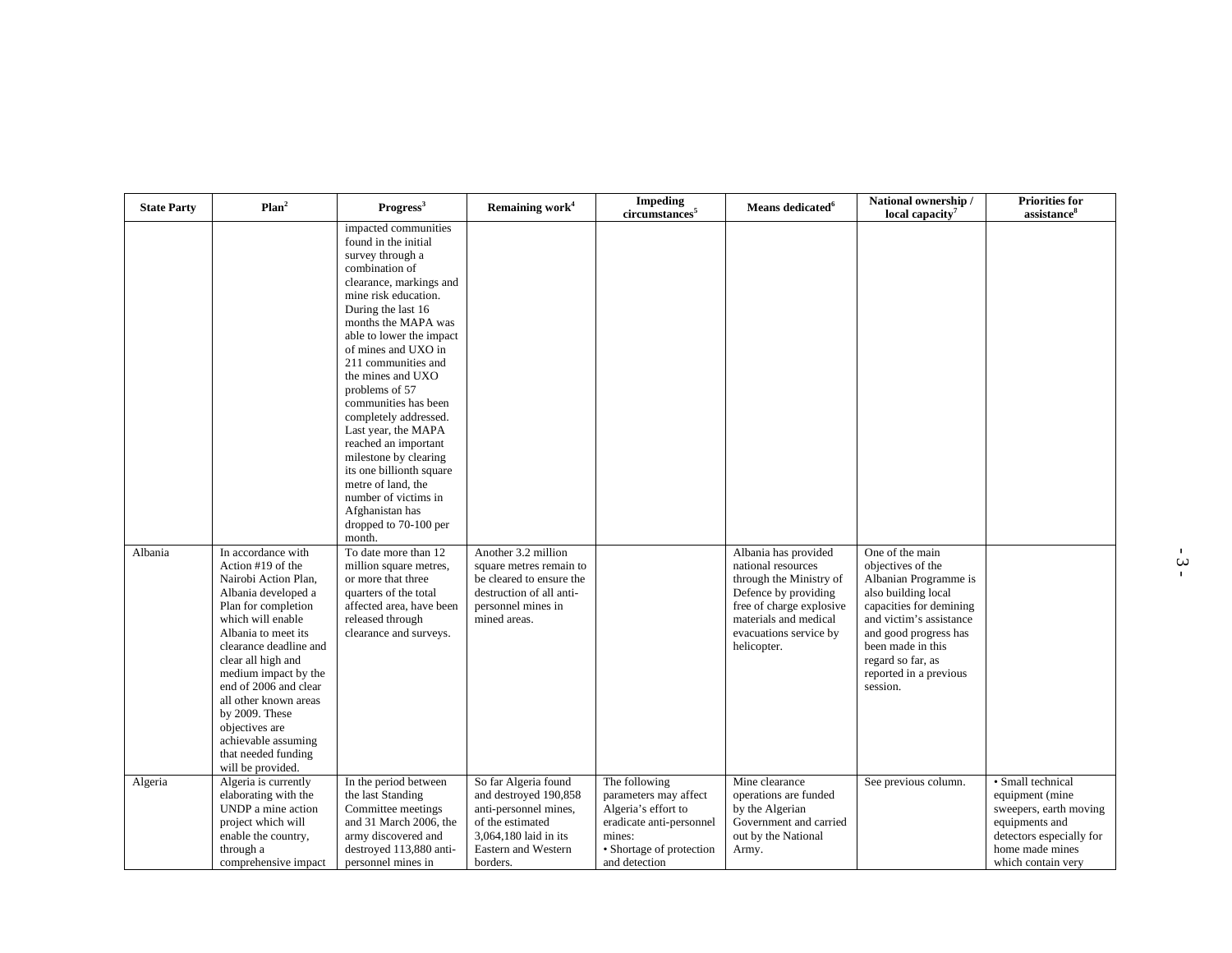| State Party | Plan[2] | Progress[3] | Remaining work[4] | Impeding circumstances[5] | Means dedicated[6] | National ownership / local capacity[7] | Priorities for assistance[8] |
|---|---|---|---|---|---|---|---|
| | | impacted communities found in the initial survey through a combination of clearance, markings and mine risk education. During the last 16 months the MAPA was able to lower the impact of mines and UXO in 211 communities and the mines and UXO problems of 57 communities has been completely addressed. Last year, the MAPA reached an important milestone by clearing its one billionth square metre of land, the number of victims in Afghanistan has dropped to 70-100 per month. | | | | | |
| Albania | In accordance with Action #19 of the Nairobi Action Plan, Albania developed a Plan for completion which will enable Albania to meet its clearance deadline and clear all high and medium impact by the end of 2006 and clear all other known areas by 2009. These objectives are achievable assuming that needed funding will be provided. | To date more than 12 million square metres, or more that three quarters of the total affected area, have been released through clearance and surveys. | Another 3.2 million square metres remain to be cleared to ensure the destruction of all anti-personnel mines in mined areas. | | Albania has provided national resources through the Ministry of Defence by providing free of charge explosive materials and medical evacuations service by helicopter. | One of the main objectives of the Albanian Programme is also building local capacities for demining and victim's assistance and good progress has been made in this regard so far, as reported in a previous session. | |
| Algeria | Algeria is currently elaborating with the UNDP a mine action project which will enable the country, through a comprehensive impact | In the period between the last Standing Committee meetings and 31 March 2006, the army discovered and destroyed 113,880 anti-personnel mines in | So far Algeria found and destroyed 190,858 anti-personnel mines, of the estimated 3,064,180 laid in its Eastern and Western borders. | The following parameters may affect Algeria's effort to eradicate anti-personnel mines:<br>• Shortage of protection and detection | Mine clearance operations are funded by the Algerian Government and carried out by the National Army. | See previous column. | • Small technical equipment (mine sweepers, earth moving equipments and detectors especially for home made mines which contain very |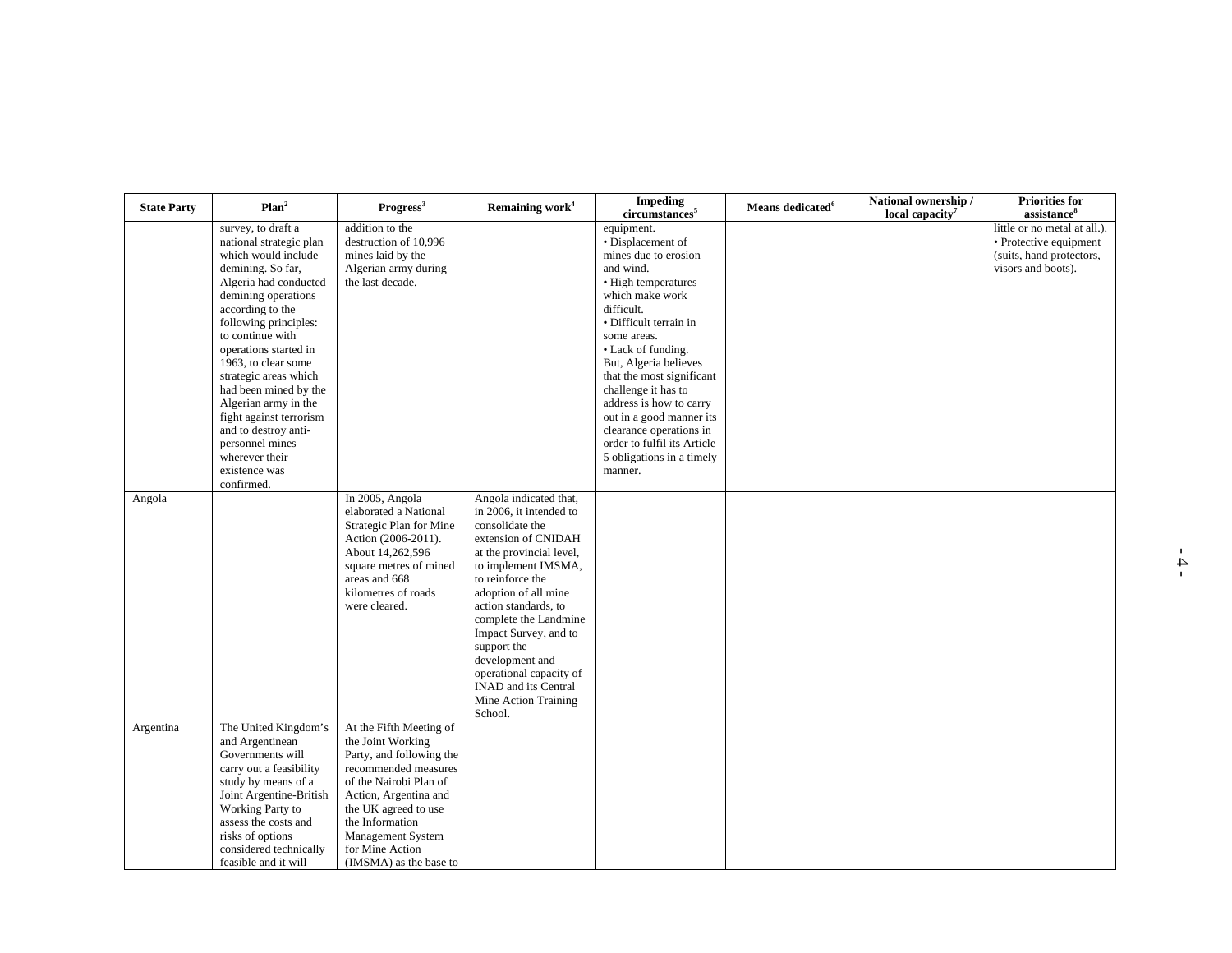| State Party | Plan[2] | Progress[3] | Remaining work[4] | Impeding circumstances[5] | Means dedicated[6] | National ownership / local capacity[7] | Priorities for assistance[8] |
|---|---|---|---|---|---|---|---|
| | survey, to draft a national strategic plan which would include demining. So far, Algeria had conducted demining operations according to the following principles: to continue with operations started in 1963, to clear some strategic areas which had been mined by the Algerian army in the fight against terrorism and to destroy anti-personnel mines wherever their existence was confirmed. | addition to the destruction of 10,996 mines laid by the Algerian army during the last decade. | | equipment.<br>• Displacement of mines due to erosion and wind.<br>• High temperatures which make work difficult.<br>• Difficult terrain in some areas.<br>• Lack of funding.<br>But, Algeria believes that the most significant challenge it has to address is how to carry out in a good manner its clearance operations in order to fulfil its Article 5 obligations in a timely manner. | | | little or no metal at all.).<br>• Protective equipment (suits, hand protectors, visors and boots). |
| Angola | | In 2005, Angola elaborated a National Strategic Plan for Mine Action (2006-2011). About 14,262,596 square metres of mined areas and 668 kilometres of roads were cleared. | Angola indicated that, in 2006, it intended to consolidate the extension of CNIDAH at the provincial level, to implement IMSMA, to reinforce the adoption of all mine action standards, to complete the Landmine Impact Survey, and to support the development and operational capacity of INAD and its Central Mine Action Training School. | | | | |
| Argentina | The United Kingdom's and Argentinean Governments will carry out a feasibility study by means of a Joint Argentine-British Working Party to assess the costs and risks of options considered technically feasible and it will | At the Fifth Meeting of the Joint Working Party, and following the recommended measures of the Nairobi Plan of Action, Argentina and the UK agreed to use the Information Management System for Mine Action (IMSMA) as the base to | | | | | |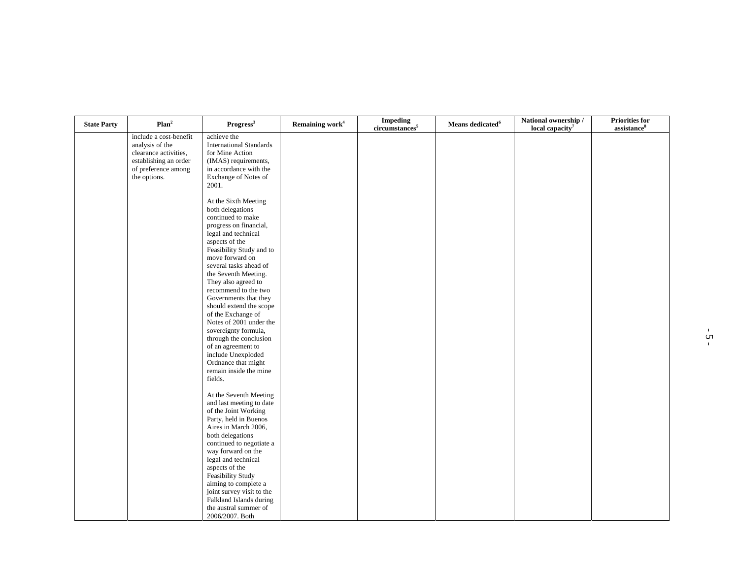| State Party | Plan[2] | Progress[3] | Remaining work[4] | Impeding circumstances[5] | Means dedicated[6] | National ownership / local capacity[7] | Priorities for assistance[8] |
|---|---|---|---|---|---|---|---|
| | include a cost-benefit analysis of the clearance activities, establishing an order of preference among the options. | achieve the International Standards for Mine Action (IMAS) requirements, in accordance with the Exchange of Notes of 2001.<br><br>At the Sixth Meeting both delegations continued to make progress on financial, legal and technical aspects of the Feasibility Study and to move forward on several tasks ahead of the Seventh Meeting. They also agreed to recommend to the two Governments that they should extend the scope of the Exchange of Notes of 2001 under the sovereignty formula, through the conclusion of an agreement to include Unexploded Ordnance that might remain inside the mine fields.<br><br>At the Seventh Meeting and last meeting to date of the Joint Working Party, held in Buenos Aires in March 2006, both delegations continued to negotiate a way forward on the legal and technical aspects of the Feasibility Study aiming to complete a joint survey visit to the Falkland Islands during the austral summer of 2006/2007. Both | | | | | |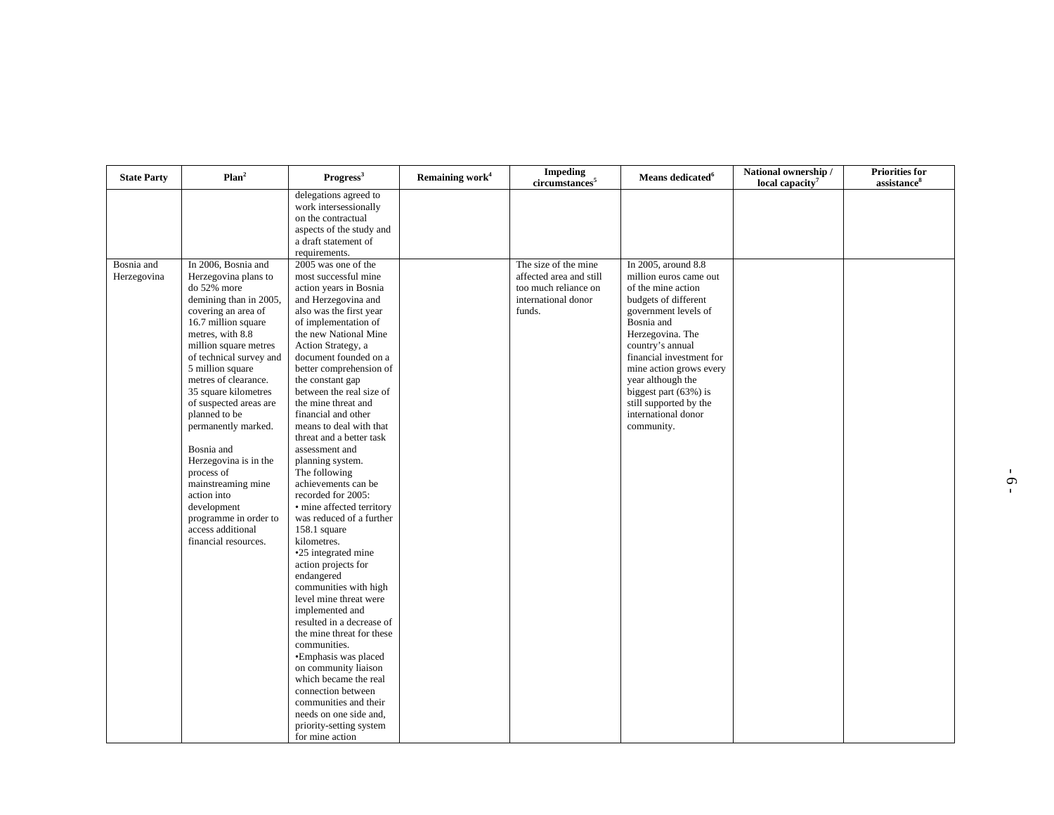| State Party | Plan[2] | Progress[3] | Remaining work[4] | Impeding circumstances[5] | Means dedicated[6] | National ownership / local capacity[7] | Priorities for assistance[8] |
|---|---|---|---|---|---|---|---|
| | | delegations agreed to work intersessionally on the contractual aspects of the study and a draft statement of requirements. | | | | | |
| Bosnia and Herzegovina | In 2006, Bosnia and Herzegovina plans to do 52% more demining than in 2005, covering an area of 16.7 million square metres, with 8.8 million square metres of technical survey and 5 million square metres of clearance. 35 square kilometres of suspected areas are planned to be permanently marked.<br><br>Bosnia and Herzegovina is in the process of mainstreaming mine action into development programme in order to access additional financial resources. | 2005 was one of the most successful mine action years in Bosnia and Herzegovina and also was the first year of implementation of the new National Mine Action Strategy, a document founded on a better comprehension of the constant gap between the real size of the mine threat and financial and other means to deal with that threat and a better task assessment and planning system.<br>The following achievements can be recorded for 2005:<br>• mine affected territory was reduced of a further 158.1 square kilometres.<br>•25 integrated mine action projects for endangered communities with high level mine threat were implemented and resulted in a decrease of the mine threat for these communities.<br>•Emphasis was placed on community liaison which became the real connection between communities and their needs on one side and, priority-setting system for mine action | | The size of the mine affected area and still too much reliance on international donor funds. | In 2005, around 8.8 million euros came out of the mine action budgets of different government levels of Bosnia and Herzegovina. The country's annual financial investment for mine action grows every year although the biggest part (63%) is still supported by the international donor community. | | |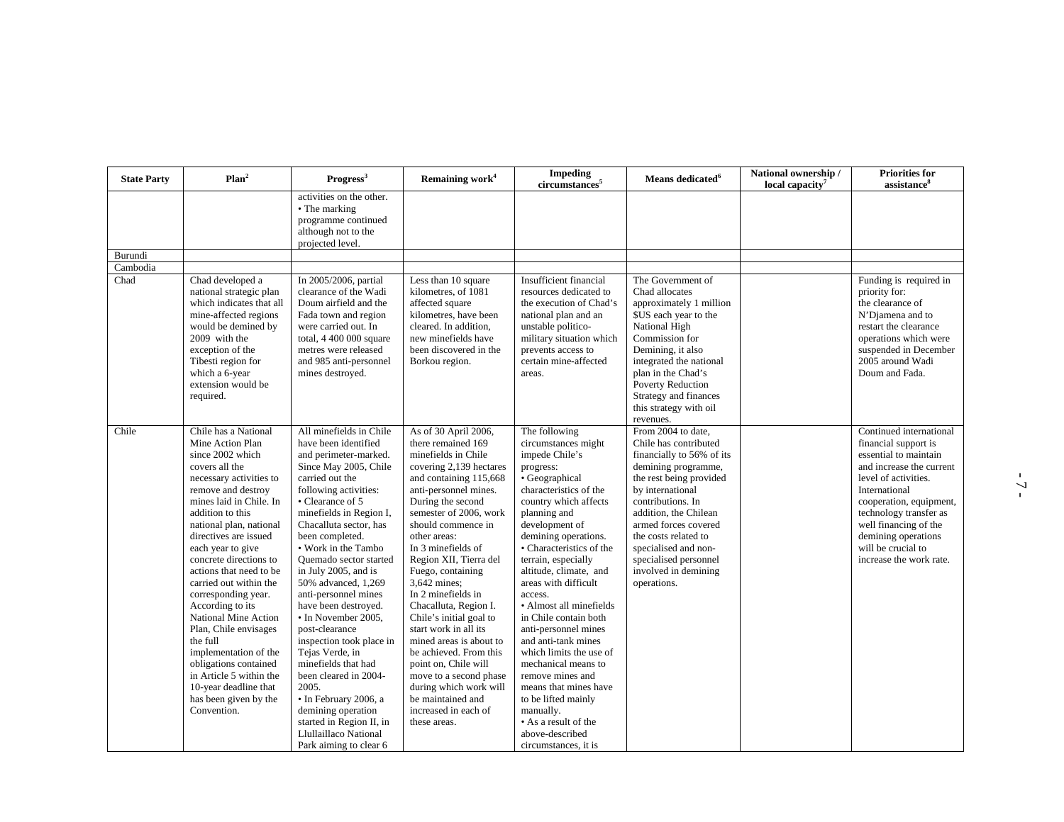| State Party | Plan[2] | Progress[3] | Remaining work[4] | Impeding circumstances[5] | Means dedicated[6] | National ownership / local capacity[7] | Priorities for assistance[8] |
|---|---|---|---|---|---|---|---|
| | | activities on the other.<br>• The marking programme continued although not to the projected level. | | | | | |
| Burundi | | | | | | | |
| Cambodia | | | | | | | |
| Chad | Chad developed a national strategic plan which indicates that all mine-affected regions would be demined by 2009 with the exception of the Tibesti region for which a 6-year extension would be required. | In 2005/2006, partial clearance of the Wadi Doum airfield and the Fada town and region were carried out. In total, 4 400 000 square metres were released and 985 anti-personnel mines destroyed. | Less than 10 square kilometres, of 1081 affected square kilometres, have been cleared. In addition, new minefields have been discovered in the Borkou region. | Insufficient financial resources dedicated to the execution of Chad's national plan and an unstable politico-military situation which prevents access to certain mine-affected areas. | The Government of Chad allocates approximately 1 million $US each year to the National High Commission for Demining, it also integrated the national plan in the Chad's Poverty Reduction Strategy and finances this strategy with oil revenues. | | Funding is required in priority for:<br>the clearance of N'Djamena and to restart the clearance operations which were suspended in December 2005 around Wadi Doum and Fada. |
| Chile | Chile has a National Mine Action Plan since 2002 which covers all the necessary activities to remove and destroy mines laid in Chile. In addition to this national plan, national directives are issued each year to give concrete directions to actions that need to be carried out within the corresponding year. According to its National Mine Action Plan, Chile envisages the full implementation of the obligations contained in Article 5 within the 10-year deadline that has been given by the Convention. | All minefields in Chile have been identified and perimeter-marked. Since May 2005, Chile carried out the following activities:<br>• Clearance of 5 minefields in Region I, Chacalluta sector, has been completed.<br>• Work in the Tambo Quemado sector started in July 2005, and is 50% advanced, 1,269 anti-personnel mines have been destroyed.<br>• In November 2005, post-clearance inspection took place in Tejas Verde, in minefields that had been cleared in 2004-2005.<br>• In February 2006, a demining operation started in Region II, in Llullaillaco National Park aiming to clear 6 | As of 30 April 2006, there remained 169 minefields in Chile covering 2,139 hectares and containing 115,668 anti-personnel mines. During the second semester of 2006, work should commence in other areas:<br>In 3 minefields of Region XII, Tierra del Fuego, containing 3,642 mines;<br>In 2 minefields in Chacalluta, Region I. Chile's initial goal to start work in all its mined areas is about to be achieved. From this point on, Chile will move to a second phase during which work will be maintained and increased in each of these areas. | The following circumstances might impede Chile's progress:<br>• Geographical characteristics of the country which affects planning and development of demining operations.<br>• Characteristics of the terrain, especially altitude, climate, and areas with difficult access.<br>• Almost all minefields in Chile contain both anti-personnel mines and anti-tank mines which limits the use of mechanical means to remove mines and means that mines have to be lifted mainly manually.<br>• As a result of the above-described circumstances, it is | From 2004 to date, Chile has contributed financially to 56% of its demining programme, the rest being provided by international contributions. In addition, the Chilean armed forces covered the costs related to specialised and non-specialised personnel involved in demining operations. | | Continued international financial support is essential to maintain and increase the current level of activities. International cooperation, equipment, technology transfer as well financing of the demining operations will be crucial to increase the work rate. |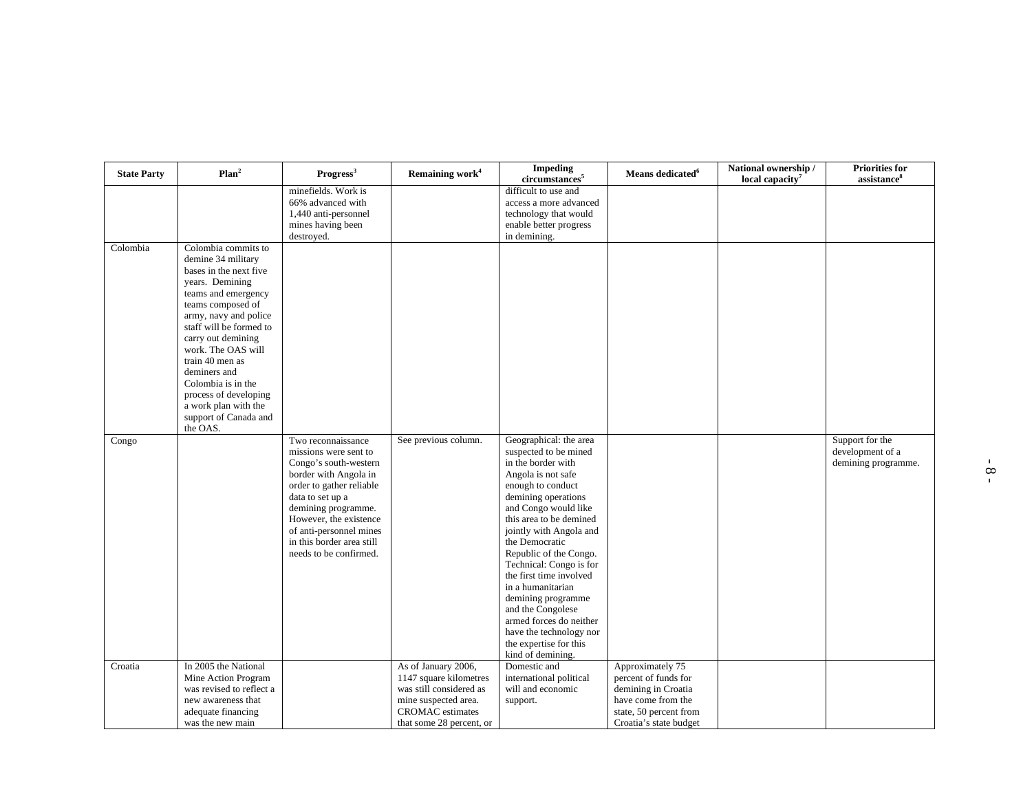| State Party | Plan[2] | Progress[3] | Remaining work[4] | Impeding circumstances[5] | Means dedicated[6] | National ownership / local capacity[7] | Priorities for assistance[8] |
|---|---|---|---|---|---|---|---|
| | | minefields. Work is 66% advanced with 1,440 anti-personnel mines having been destroyed. | | difficult to use and access a more advanced technology that would enable better progress in demining. | | | |
| Colombia | Colombia commits to demine 34 military bases in the next five years. Demining teams and emergency teams composed of army, navy and police staff will be formed to carry out demining work. The OAS will train 40 men as deminers and Colombia is in the process of developing a work plan with the support of Canada and the OAS. | | | | | | |
| Congo | | Two reconnaissance missions were sent to Congo's south-western border with Angola in order to gather reliable data to set up a demining programme. However, the existence of anti-personnel mines in this border area still needs to be confirmed. | See previous column. | Geographical: the area suspected to be mined in the border with Angola is not safe enough to conduct demining operations and Congo would like this area to be demined jointly with Angola and the Democratic Republic of the Congo. Technical: Congo is for the first time involved in a humanitarian demining programme and the Congolese armed forces do neither have the technology nor the expertise for this kind of demining. | | | Support for the development of a demining programme. |
| Croatia | In 2005 the National Mine Action Program was revised to reflect a new awareness that adequate financing was the new main | | As of January 2006, 1147 square kilometres was still considered as mine suspected area. CROMAC estimates that some 28 percent, or | Domestic and international political will and economic support. | Approximately 75 percent of funds for demining in Croatia have come from the state, 50 percent from Croatia's state budget | | |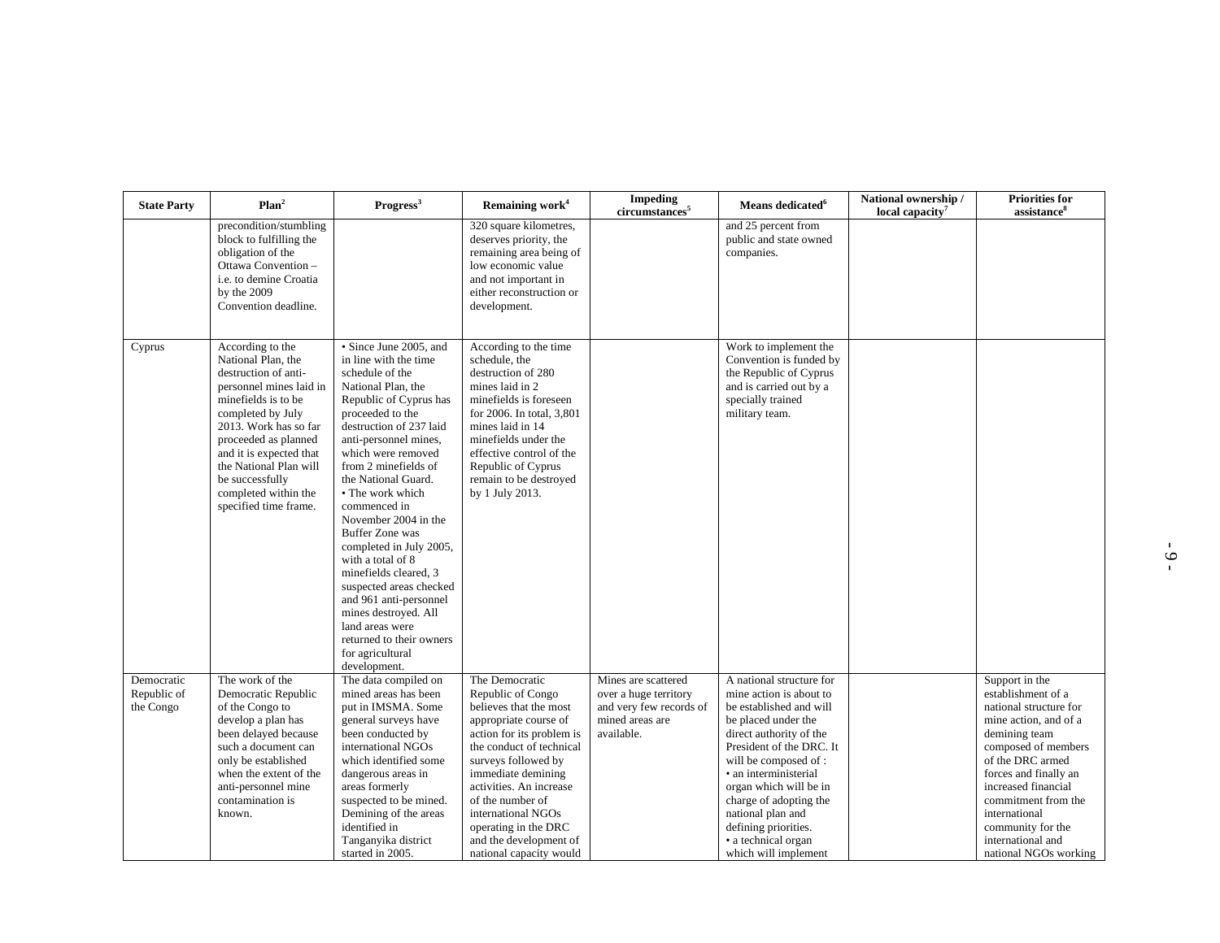| State Party | Plan[2] | Progress[3] | Remaining work[4] | Impeding circumstances[5] | Means dedicated[6] | National ownership / local capacity[7] | Priorities for assistance[8] |
|---|---|---|---|---|---|---|---|
| | precondition/stumbling block to fulfilling the obligation of the Ottawa Convention – i.e. to demine Croatia by the 2009 Convention deadline. | | 320 square kilometres, deserves priority, the remaining area being of low economic value and not important in either reconstruction or development. | | and 25 percent from public and state owned companies. | | |
| Cyprus | According to the National Plan, the destruction of anti-personnel mines laid in minefields is to be completed by July 2013. Work has so far proceeded as planned and it is expected that the National Plan will be successfully completed within the specified time frame. | • Since June 2005, and in line with the time schedule of the National Plan, the Republic of Cyprus has proceeded to the destruction of 237 laid anti-personnel mines, which were removed from 2 minefields of the National Guard. • The work which commenced in November 2004 in the Buffer Zone was completed in July 2005, with a total of 8 minefields cleared, 3 suspected areas checked and 961 anti-personnel mines destroyed. All land areas were returned to their owners for agricultural development. | According to the time schedule, the destruction of 280 mines laid in 2 minefields is foreseen for 2006. In total, 3,801 mines laid in 14 minefields under the effective control of the Republic of Cyprus remain to be destroyed by 1 July 2013. | | Work to implement the Convention is funded by the Republic of Cyprus and is carried out by a specially trained military team. | | |
| Democratic Republic of the Congo | The work of the Democratic Republic of the Congo to develop a plan has been delayed because such a document can only be established when the extent of the anti-personnel mine contamination is known. | The data compiled on mined areas has been put in IMSMA. Some general surveys have been conducted by international NGOs which identified some dangerous areas in areas formerly suspected to be mined. Demining of the areas identified in Tanganyika district started in 2005. | The Democratic Republic of Congo believes that the most appropriate course of action for its problem is the conduct of technical surveys followed by immediate demining activities. An increase of the number of international NGOs operating in the DRC and the development of national capacity would | Mines are scattered over a huge territory and very few records of mined areas are available. | A national structure for mine action is about to be established and will be placed under the direct authority of the President of the DRC. It will be composed of : • an interministerial organ which will be in charge of adopting the national plan and defining priorities. • a technical organ which will implement | | Support in the establishment of a national structure for mine action, and of a demining team composed of members of the DRC armed forces and finally an increased financial commitment from the international community for the international and national NGOs working |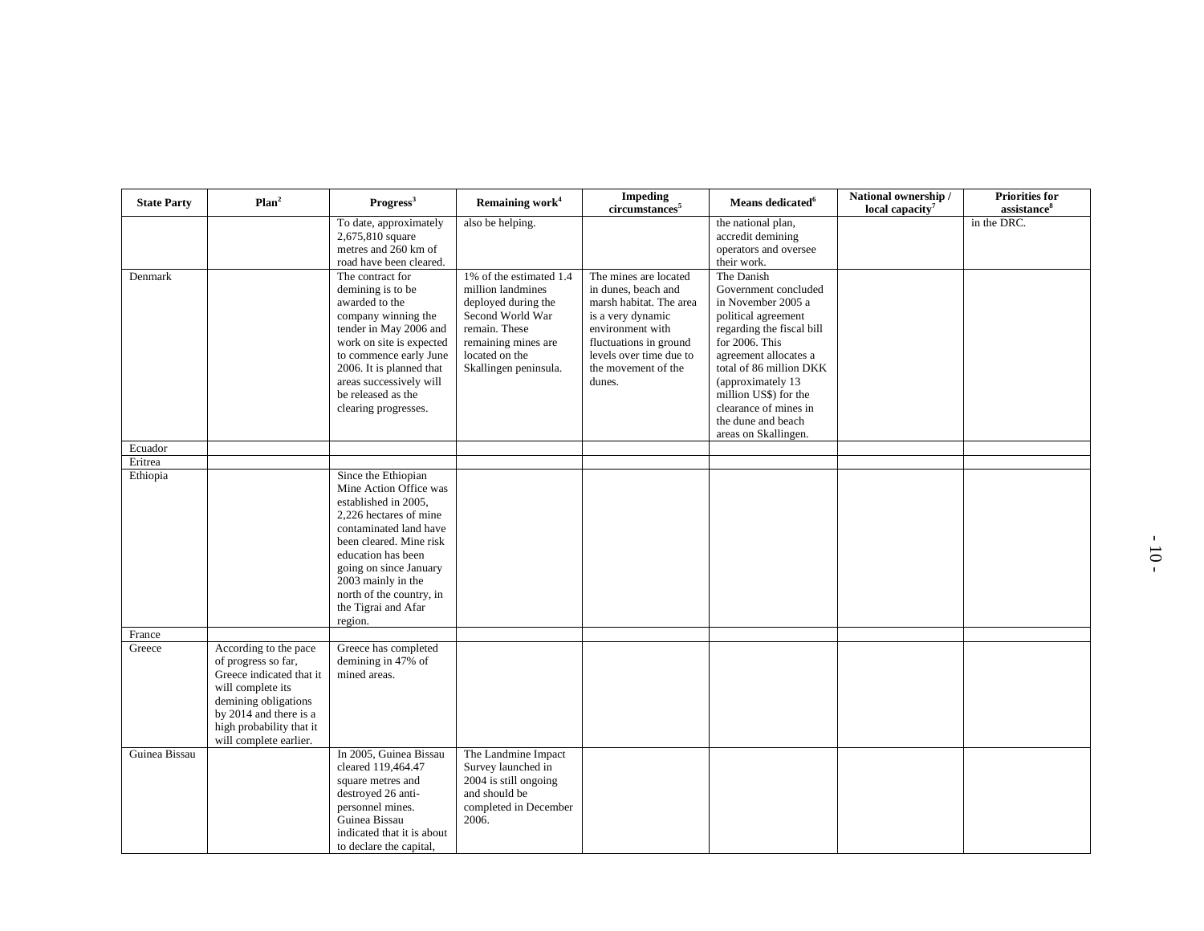| State Party | Plan[2] | Progress[3] | Remaining work[4] | Impeding circumstances[5] | Means dedicated[6] | National ownership / local capacity[7] | Priorities for assistance[8] |
|---|---|---|---|---|---|---|---|
| | | To date, approximately 2,675,810 square metres and 260 km of road have been cleared. | also be helping. | | the national plan, accredit demining operators and oversee their work. | | in the DRC. |
| Denmark | | The contract for demining is to be awarded to the company winning the tender in May 2006 and work on site is expected to commence early June 2006. It is planned that areas successively will be released as the clearing progresses. | 1% of the estimated 1.4 million landmines deployed during the Second World War remain. These remaining mines are located on the Skallingen peninsula. | The mines are located in dunes, beach and marsh habitat. The area is a very dynamic environment with fluctuations in ground levels over time due to the movement of the dunes. | The Danish Government concluded in November 2005 a political agreement regarding the fiscal bill for 2006. This agreement allocates a total of 86 million DKK (approximately 13 million US$) for the clearance of mines in the dune and beach areas on Skallingen. | | |
| Ecuador | | | | | | | |
| Eritrea | | | | | | | |
| Ethiopia | | Since the Ethiopian Mine Action Office was established in 2005, 2,226 hectares of mine contaminated land have been cleared. Mine risk education has been going on since January 2003 mainly in the north of the country, in the Tigrai and Afar region. | | | | | |
| France | | | | | | | |
| Greece | According to the pace of progress so far, Greece indicated that it will complete its demining obligations by 2014 and there is a high probability that it will complete earlier. | Greece has completed demining in 47% of mined areas. | | | | | |
| Guinea Bissau | | In 2005, Guinea Bissau cleared 119,464.47 square metres and destroyed 26 anti-personnel mines. Guinea Bissau indicated that it is about to declare the capital, | The Landmine Impact Survey launched in 2004 is still ongoing and should be completed in December 2006. | | | | |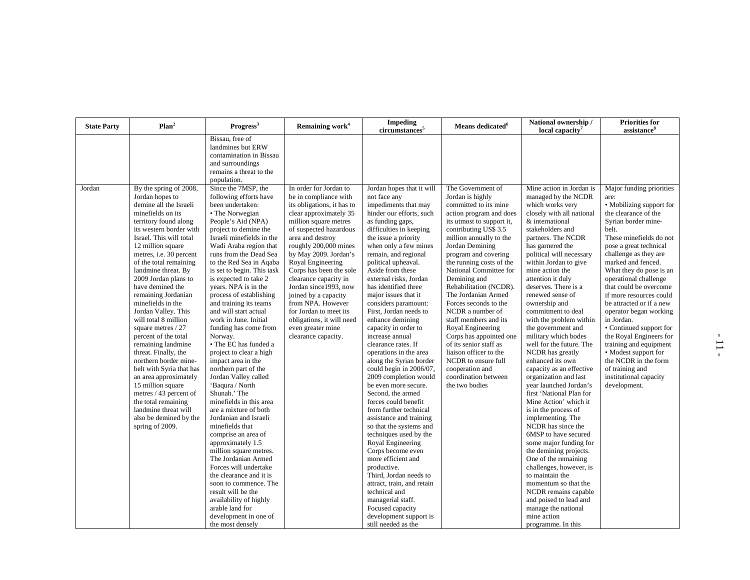| State Party | Plan[2] | Progress[3] | Remaining work[4] | Impeding circumstances[5] | Means dedicated[6] | National ownership / local capacity[7] | Priorities for assistance[8] |
|---|---|---|---|---|---|---|---|
| | | Bissau, free of landmines but ERW contamination in Bissau and surroundings remains a threat to the population. | | | | | |
| Jordan | By the spring of 2008, Jordan hopes to demine all the Israeli minefields on its territory found along its western border with Israel. This will total 12 million square metres, i.e. 30 percent of the total remaining landmine threat. By 2009 Jordan plans to have demined the remaining Jordanian minefields in the Jordan Valley. This will total 8 million square metres / 27 percent of the total remaining landmine threat. Finally, the northern border mine-belt with Syria that has an area approximately 15 million square metres / 43 percent of the total remaining landmine threat will also be demined by the spring of 2009. | Since the 7MSP, the following efforts have been undertaken: • The Norwegian People's Aid (NPA) project to demine the Israeli minefields in the Wadi Araba region that runs from the Dead Sea to the Red Sea in Aqaba is set to begin. This task is expected to take 2 years. NPA is in the process of establishing and training its teams and will start actual work in June. Initial funding has come from Norway. • The EC has funded a project to clear a high impact area in the northern part of the Jordan Valley called 'Baqura / North Shunah.' The minefields in this area are a mixture of both Jordanian and Israeli minefields that comprise an area of approximately 1.5 million square metres. The Jordanian Armed Forces will undertake the clearance and it is soon to commence. The result will be the availability of highly arable land for development in one of the most densely | In order for Jordan to be in compliance with its obligations, it has to clear approximately 35 million square metres of suspected hazardous area and destroy roughly 200,000 mines by May 2009. Jordan's Royal Engineering Corps has been the sole clearance capacity in Jordan since1993, now joined by a capacity from NPA. However for Jordan to meet its obligations, it will need even greater mine clearance capacity. | Jordan hopes that it will not face any impediments that may hinder our efforts, such as funding gaps, difficulties in keeping the issue a priority when only a few mines remain, and regional political upheaval. Aside from these external risks, Jordan has identified three major issues that it considers paramount: First, Jordan needs to enhance demining capacity in order to increase annual clearance rates. If operations in the area along the Syrian border could begin in 2006/07, 2009 completion would be even more secure. Second, the armed forces could benefit from further technical assistance and training so that the systems and techniques used by the Royal Engineering Corps become even more efficient and productive. Third, Jordan needs to attract, train, and retain technical and managerial staff. Focused capacity development support is still needed as the | The Government of Jordan is highly committed to its mine action program and does its utmost to support it, contributing US$ 3.5 million annually to the Jordan Demining program and covering the running costs of the National Committee for Demining and Rehabilitation (NCDR). The Jordanian Armed Forces seconds to the NCDR a number of staff members and its Royal Engineering Corps has appointed one of its senior staff as liaison officer to the NCDR to ensure full cooperation and coordination between the two bodies | Mine action in Jordan is managed by the NCDR which works very closely with all national & international stakeholders and partners. The NCDR has garnered the political will necessary within Jordan to give mine action the attention it duly deserves. There is a renewed sense of ownership and commitment to deal with the problem within the government and military which bodes well for the future. The NCDR has greatly enhanced its own capacity as an effective organization and last year launched Jordan's first 'National Plan for Mine Action' which it is in the process of implementing. The NCDR has since the 6MSP to have secured some major funding for the demining projects. One of the remaining challenges, however, is to maintain the momentum so that the NCDR remains capable and poised to lead and manage the national mine action programme. In this | Major funding priorities are: • Mobilizing support for the clearance of the Syrian border mine-belt. These minefields do not pose a great technical challenge as they are marked and fenced. What they do pose is an operational challenge that could be overcome if more resources could be attracted or if a new operator began working in Jordan. • Continued support for the Royal Engineers for training and equipment • Modest support for the NCDR in the form of training and institutional capacity development. |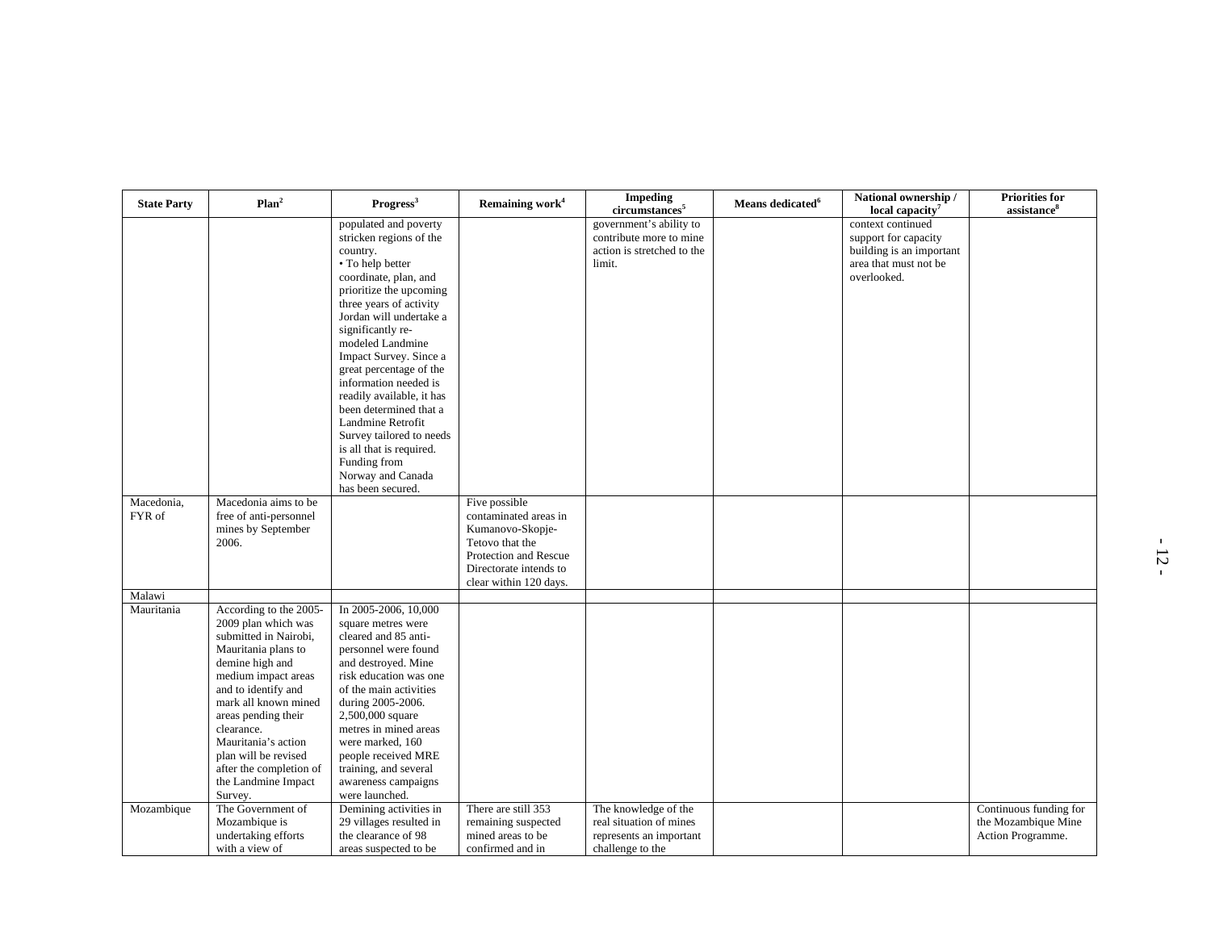| State Party | Plan[2] | Progress[3] | Remaining work[4] | Impeding circumstances[5] | Means dedicated[6] | National ownership / local capacity[7] | Priorities for assistance[8] |
|---|---|---|---|---|---|---|---|
| | | populated and poverty stricken regions of the country. • To help better coordinate, plan, and prioritize the upcoming three years of activity Jordan will undertake a significantly re-modeled Landmine Impact Survey. Since a great percentage of the information needed is readily available, it has been determined that a Landmine Retrofit Survey tailored to needs is all that is required. Funding from Norway and Canada has been secured. | | government's ability to contribute more to mine action is stretched to the limit. | | context continued support for capacity building is an important area that must not be overlooked. | |
| Macedonia, FYR of | Macedonia aims to be free of anti-personnel mines by September 2006. | | Five possible contaminated areas in Kumanovo-Skopje-Tetovo that the Protection and Rescue Directorate intends to clear within 120 days. | | | | |
| Malawi | | | | | | | |
| Mauritania | According to the 2005-2009 plan which was submitted in Nairobi, Mauritania plans to demine high and medium impact areas and to identify and mark all known mined areas pending their clearance. Mauritania's action plan will be revised after the completion of the Landmine Impact Survey. | In 2005-2006, 10,000 square metres were cleared and 85 anti-personnel were found and destroyed. Mine risk education was one of the main activities during 2005-2006. 2,500,000 square metres in mined areas were marked, 160 people received MRE training, and several awareness campaigns were launched. | | | | | |
| Mozambique | The Government of Mozambique is undertaking efforts with a view of | Demining activities in 29 villages resulted in the clearance of 98 areas suspected to be | There are still 353 remaining suspected mined areas to be confirmed and in | The knowledge of the real situation of mines represents an important challenge to the | | | Continuous funding for the Mozambique Mine Action Programme. |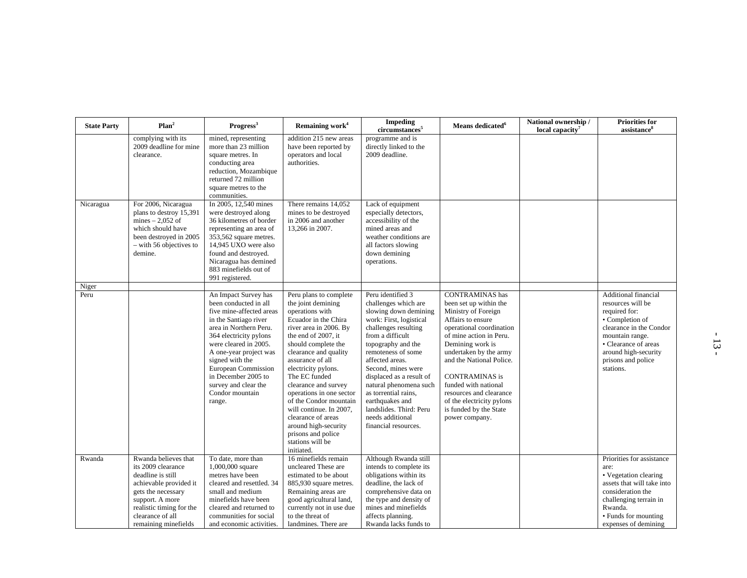| State Party | Plan[2] | Progress[3] | Remaining work[4] | Impeding circumstances[5] | Means dedicated[6] | National ownership / local capacity[7] | Priorities for assistance[8] |
|---|---|---|---|---|---|---|---|
| | complying with its 2009 deadline for mine clearance. | mined, representing more than 23 million square metres. In conducting area reduction, Mozambique returned 72 million square metres to the communities. | addition 215 new areas have been reported by operators and local authorities. | programme and is directly linked to the 2009 deadline. | | | |
| Nicaragua | For 2006, Nicaragua plans to destroy 15,391 mines – 2,052 of which should have been destroyed in 2005 – with 56 objectives to demine. | In 2005, 12,540 mines were destroyed along 36 kilometres of border representing an area of 353,562 square metres. 14,945 UXO were also found and destroyed. Nicaragua has demined 883 minefields out of 991 registered. | There remains 14,052 mines to be destroyed in 2006 and another 13,266 in 2007. | Lack of equipment especially detectors, accessibility of the mined areas and weather conditions are all factors slowing down demining operations. | | | |
| Niger | | | | | | | |
| Peru | | An Impact Survey has been conducted in all five mine-affected areas in the Santiago river area in Northern Peru. 364 electricity pylons were cleared in 2005. A one-year project was signed with the European Commission in December 2005 to survey and clear the Condor mountain range. | Peru plans to complete the joint demining operations with Ecuador in the Chira river area in 2006. By the end of 2007, it should complete the clearance and quality assurance of all electricity pylons. The EC funded clearance and survey operations in one sector of the Condor mountain will continue. In 2007, clearance of areas around high-security prisons and police stations will be initiated. | Peru identified 3 challenges which are slowing down demining work: First, logistical challenges resulting from a difficult topography and the remoteness of some affected areas. Second, mines were displaced as a result of natural phenomena such as torrential rains, earthquakes and landslides. Third: Peru needs additional financial resources. | CONTRAMINAS has been set up within the Ministry of Foreign Affairs to ensure operational coordination of mine action in Peru. Demining work is undertaken by the army and the National Police.<br><br>CONTRAMINAS is funded with national resources and clearance of the electricity pylons is funded by the State power company. | | Additional financial resources will be required for:<br>• Completion of clearance in the Condor mountain range.<br>• Clearance of areas around high-security prisons and police stations. |
| Rwanda | Rwanda believes that its 2009 clearance deadline is still achievable provided it gets the necessary support. A more realistic timing for the clearance of all remaining minefields | To date, more than 1,000,000 square metres have been cleared and resettled. 34 small and medium minefields have been cleared and returned to communities for social and economic activities. | 16 minefields remain uncleared These are estimated to be about 885,930 square metres. Remaining areas are good agricultural land, currently not in use due to the threat of landmines. There are | Although Rwanda still intends to complete its obligations within its deadline, the lack of comprehensive data on the type and density of mines and minefields affects planning. Rwanda lacks funds to | | | Priorities for assistance are:<br>• Vegetation clearing assets that will take into consideration the challenging terrain in Rwanda.<br>• Funds for mounting expenses of demining |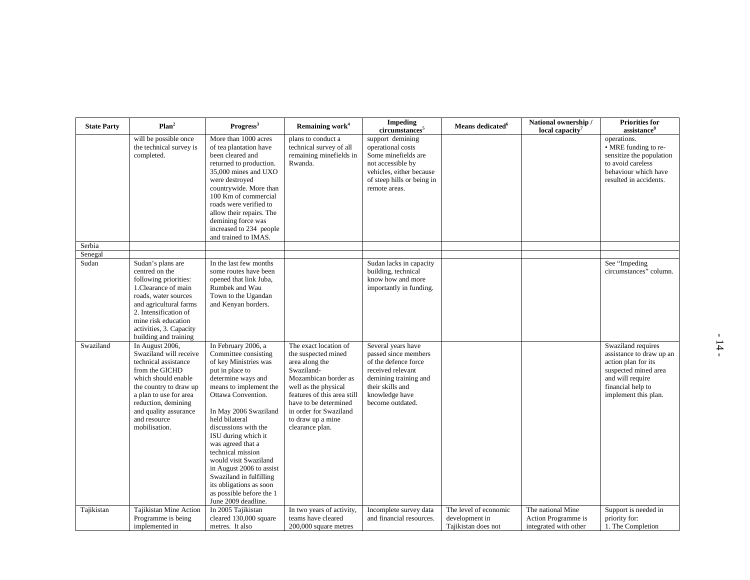| State Party | Plan[2] | Progress[3] | Remaining work[4] | Impeding circumstances[5] | Means dedicated[6] | National ownership / local capacity[7] | Priorities for assistance[8] |
|---|---|---|---|---|---|---|---|
| | will be possible once the technical survey is completed. | More than 1000 acres of tea plantation have been cleared and returned to production. 35,000 mines and UXO were destroyed countrywide. More than 100 Km of commercial roads were verified to allow their repairs. The demining force was increased to 234 people and trained to IMAS. | plans to conduct a technical survey of all remaining minefields in Rwanda. | support demining operational costs Some minefields are not accessible by vehicles, either because of steep hills or being in remote areas. | | | operations. • MRE funding to re-sensitize the population to avoid careless behaviour which have resulted in accidents. |
| Serbia | | | | | | | |
| Senegal | | | | | | | |
| Sudan | Sudan's plans are centred on the following priorities: 1.Clearance of main roads, water sources and agricultural farms 2. Intensification of mine risk education activities, 3. Capacity building and training | In the last few months some routes have been opened that link Juba, Rumbek and Wau Town to the Ugandan and Kenyan borders. | | Sudan lacks in capacity building, technical know how and more importantly in funding. | | | See "Impeding circumstances" column. |
| Swaziland | In August 2006, Swaziland will receive technical assistance from the GICHD which should enable the country to draw up a plan to use for area reduction, demining and quality assurance and resource mobilisation. | In February 2006, a Committee consisting of key Ministries was put in place to determine ways and means to implement the Ottawa Convention.<br><br>In May 2006 Swaziland held bilateral discussions with the ISU during which it was agreed that a technical mission would visit Swaziland in August 2006 to assist Swaziland in fulfilling its obligations as soon as possible before the 1 June 2009 deadline. | The exact location of the suspected mined area along the Swaziland-Mozambican border as well as the physical features of this area still have to be determined in order for Swaziland to draw up a mine clearance plan. | Several years have passed since members of the defence force received relevant demining training and their skills and knowledge have become outdated. | | | Swaziland requires assistance to draw up an action plan for its suspected mined area and will require financial help to implement this plan. |
| Tajikistan | Tajikistan Mine Action Programme is being implemented in | In 2005 Tajikistan cleared 130,000 square metres. It also | In two years of activity, teams have cleared 200,000 square metres | Incomplete survey data and financial resources. | The level of economic development in Tajikistan does not | The national Mine Action Programme is integrated with other | Support is needed in priority for: 1. The Completion |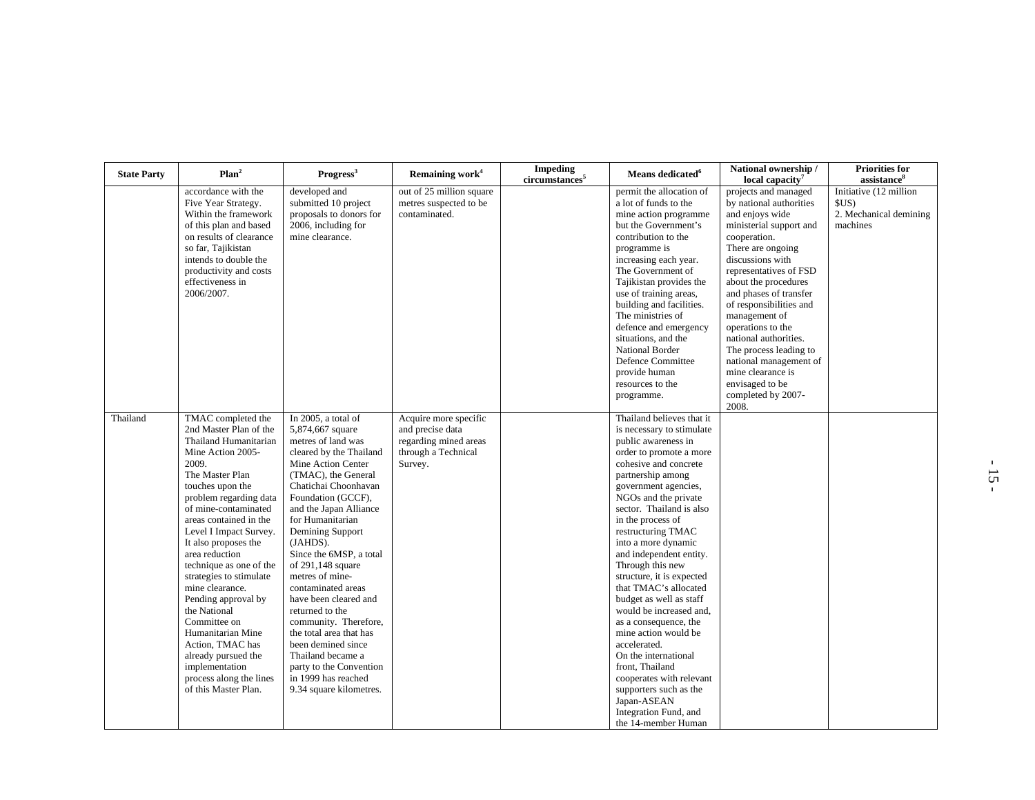| State Party | Plan[2] | Progress[3] | Remaining work[4] | Impeding circumstances[5] | Means dedicated[6] | National ownership / local capacity[7] | Priorities for assistance[8] |
|---|---|---|---|---|---|---|---|
| | accordance with the Five Year Strategy. Within the framework of this plan and based on results of clearance so far, Tajikistan intends to double the productivity and costs effectiveness in 2006/2007. | developed and submitted 10 project proposals to donors for 2006, including for mine clearance. | out of 25 million square metres suspected to be contaminated. | | permit the allocation of a lot of funds to the mine action programme but the Government's contribution to the programme is increasing each year. The Government of Tajikistan provides the use of training areas, building and facilities. The ministries of defence and emergency situations, and the National Border Defence Committee provide human resources to the programme. | projects and managed by national authorities and enjoys wide ministerial support and cooperation. There are ongoing discussions with representatives of FSD about the procedures and phases of transfer of responsibilities and management of operations to the national authorities. The process leading to national management of mine clearance is envisaged to be completed by 2007-2008. | Initiative (12 million $US)<br>2. Mechanical demining machines |
| Thailand | TMAC completed the 2nd Master Plan of the Thailand Humanitarian Mine Action 2005-2009.<br>The Master Plan touches upon the problem regarding data of mine-contaminated areas contained in the Level I Impact Survey. It also proposes the area reduction technique as one of the strategies to stimulate mine clearance.<br>Pending approval by the National Committee on Humanitarian Mine Action, TMAC has already pursued the implementation process along the lines of this Master Plan. | In 2005, a total of 5,874,667 square metres of land was cleared by the Thailand Mine Action Center (TMAC), the General Chatichai Choonhavan Foundation (GCCF), and the Japan Alliance for Humanitarian Demining Support (JAHDS).<br>Since the 6MSP, a total of 291,148 square metres of mine-contaminated areas have been cleared and returned to the community. Therefore, the total area that has been demined since Thailand became a party to the Convention in 1999 has reached 9.34 square kilometres. | Acquire more specific and precise data regarding mined areas through a Technical Survey. | | Thailand believes that it is necessary to stimulate public awareness in order to promote a more cohesive and concrete partnership among government agencies, NGOs and the private sector. Thailand is also in the process of restructuring TMAC into a more dynamic and independent entity. Through this new structure, it is expected that TMAC's allocated budget as well as staff would be increased and, as a consequence, the mine action would be accelerated.<br>On the international front, Thailand cooperates with relevant supporters such as the Japan-ASEAN Integration Fund, and the 14-member Human | | |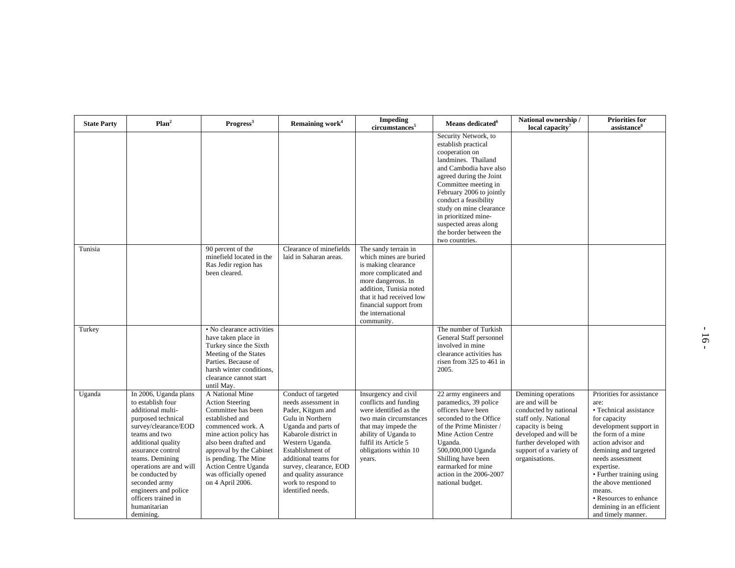| State Party | Plan[2] | Progress[3] | Remaining work[4] | Impeding circumstances[5] | Means dedicated[6] | National ownership / local capacity[7] | Priorities for assistance[8] |
|---|---|---|---|---|---|---|---|
| | | | | | Security Network, to establish practical cooperation on landmines. Thailand and Cambodia have also agreed during the Joint Committee meeting in February 2006 to jointly conduct a feasibility study on mine clearance in prioritized mine-suspected areas along the border between the two countries. | | |
| Tunisia | | 90 percent of the minefield located in the Ras Jedir region has been cleared. | Clearance of minefields laid in Saharan areas. | The sandy terrain in which mines are buried is making clearance more complicated and more dangerous. In addition, Tunisia noted that it had received low financial support from the international community. | | | |
| Turkey | | • No clearance activities have taken place in Turkey since the Sixth Meeting of the States Parties. Because of harsh winter conditions, clearance cannot start until May. | | | The number of Turkish General Staff personnel involved in mine clearance activities has risen from 325 to 461 in 2005. | | |
| Uganda | In 2006, Uganda plans to establish four additional multi-purposed technical survey/clearance/EOD teams and two additional quality assurance control teams. Demining operations are and will be conducted by seconded army engineers and police officers trained in humanitarian demining. | A National Mine Action Steering Committee has been established and commenced work. A mine action policy has also been drafted and approval by the Cabinet is pending. The Mine Action Centre Uganda was officially opened on 4 April 2006. | Conduct of targeted needs assessment in Pader, Kitgum and Gulu in Northern Uganda and parts of Kabarole district in Western Uganda. Establishment of additional teams for survey, clearance, EOD and quality assurance work to respond to identified needs. | Insurgency and civil conflicts and funding were identified as the two main circumstances that may impede the ability of Uganda to fulfil its Article 5 obligations within 10 years. | 22 army engineers and paramedics, 39 police officers have been seconded to the Office of the Prime Minister / Mine Action Centre Uganda. 500,000,000 Uganda Shilling have been earmarked for mine action in the 2006-2007 national budget. | Demining operations are and will be conducted by national staff only. National capacity is being developed and will be further developed with support of a variety of organisations. | Priorities for assistance are: • Technical assistance for capacity development support in the form of a mine action advisor and demining and targeted needs assessment expertise. • Further training using the above mentioned means. • Resources to enhance demining in an efficient and timely manner. |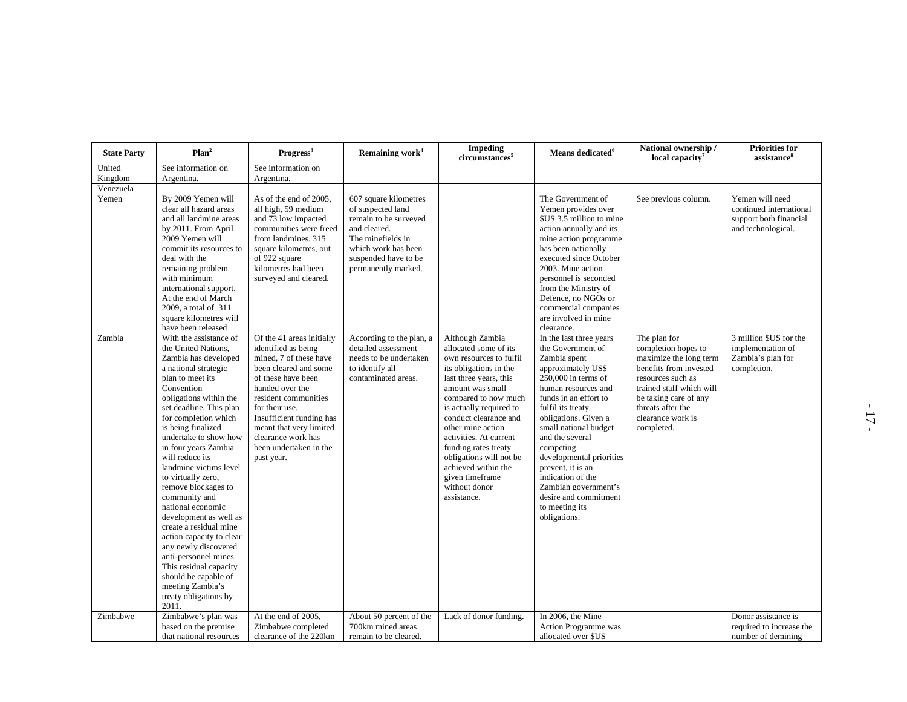| State Party | Plan[2] | Progress[3] | Remaining work[4] | Impeding circumstances[5] | Means dedicated[6] | National ownership / local capacity[7] | Priorities for assistance[8] |
|---|---|---|---|---|---|---|---|
| United Kingdom | See information on Argentina. | See information on Argentina. | | | | | |
| Venezuela | | | | | | | |
| Yemen | By 2009 Yemen will clear all hazard areas and all landmine areas by 2011. From April 2009 Yemen will commit its resources to deal with the remaining problem with minimum international support. At the end of March 2009, a total of 311 square kilometres will have been released | As of the end of 2005, all high, 59 medium and 73 low impacted communities were freed from landmines. 315 square kilometres, out of 922 square kilometres had been surveyed and cleared. | 607 square kilometres of suspected land remain to be surveyed and cleared. The minefields in which work has been suspended have to be permanently marked. | | The Government of Yemen provides over $US 3.5 million to mine action annually and its mine action programme has been nationally executed since October 2003. Mine action personnel is seconded from the Ministry of Defence, no NGOs or commercial companies are involved in mine clearance. | See previous column. | Yemen will need continued international support both financial and technological. |
| Zambia | With the assistance of the United Nations, Zambia has developed a national strategic plan to meet its Convention obligations within the set deadline. This plan for completion which is being finalized undertake to show how in four years Zambia will reduce its landmine victims level to virtually zero, remove blockages to community and national economic development as well as create a residual mine action capacity to clear any newly discovered anti-personnel mines. This residual capacity should be capable of meeting Zambia's treaty obligations by 2011. | Of the 41 areas initially identified as being mined, 7 of these have been cleared and some of these have been handed over the resident communities for their use. Insufficient funding has meant that very limited clearance work has been undertaken in the past year. | According to the plan, a detailed assessment needs to be undertaken to identify all contaminated areas. | Although Zambia allocated some of its own resources to fulfil its obligations in the last three years, this amount was small compared to how much is actually required to conduct clearance and other mine action activities. At current funding rates treaty obligations will not be achieved within the given timeframe without donor assistance. | In the last three years the Government of Zambia spent approximately US$ 250,000 in terms of human resources and funds in an effort to fulfil its treaty obligations. Given a small national budget and the several competing developmental priorities prevent, it is an indication of the Zambian government's desire and commitment to meeting its obligations. | The plan for completion hopes to maximize the long term benefits from invested resources such as trained staff which will be taking care of any threats after the clearance work is completed. | 3 million $US for the implementation of Zambia's plan for completion. |
| Zimbabwe | Zimbabwe's plan was based on the premise that national resources | At the end of 2005, Zimbabwe completed clearance of the 220km | About 50 percent of the 700km mined areas remain to be cleared. | Lack of donor funding. | In 2006, the Mine Action Programme was allocated over $US | | Donor assistance is required to increase the number of demining |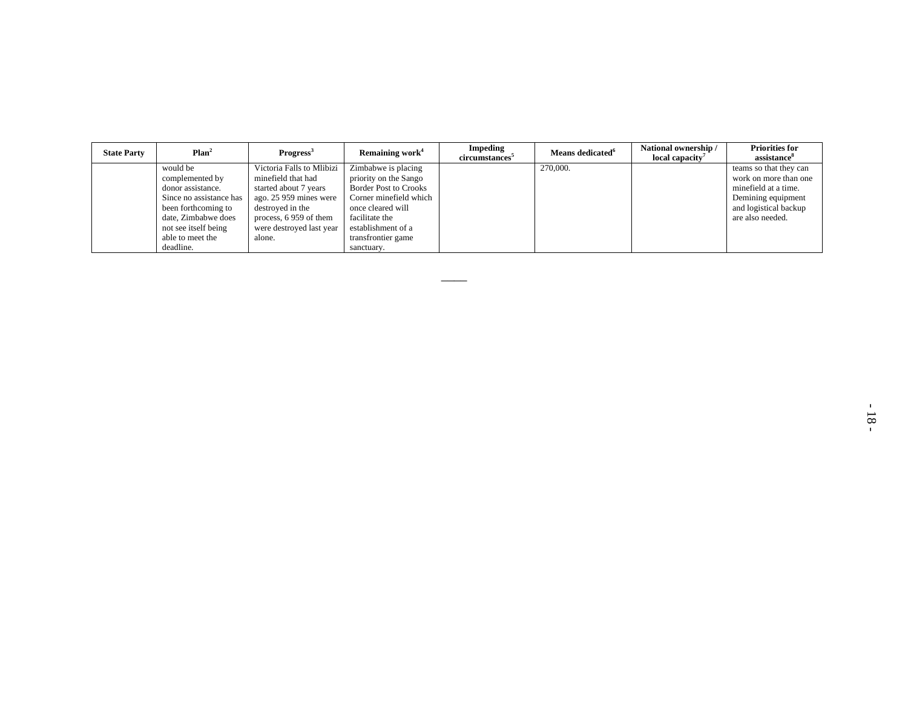| State Party | Plan[2] | Progress[3] | Remaining work[4] | Impeding circumstances[5] | Means dedicated[6] | National ownership / local capacity[7] | Priorities for assistance[8] |
|---|---|---|---|---|---|---|---|
| | would be complemented by donor assistance. Since no assistance has been forthcoming to date, Zimbabwe does not see itself being able to meet the deadline. | Victoria Falls to Mlibizi minefield that had started about 7 years ago. 25 959 mines were destroyed in the process, 6 959 of them were destroyed last year alone. | Zimbabwe is placing priority on the Sango Border Post to Crooks Corner minefield which once cleared will facilitate the establishment of a transfrontier game sanctuary. | | 270,000. | | teams so that they can work on more than one minefield at a time. Demining equipment and logistical backup are also needed. |

\_\_\_\_\_